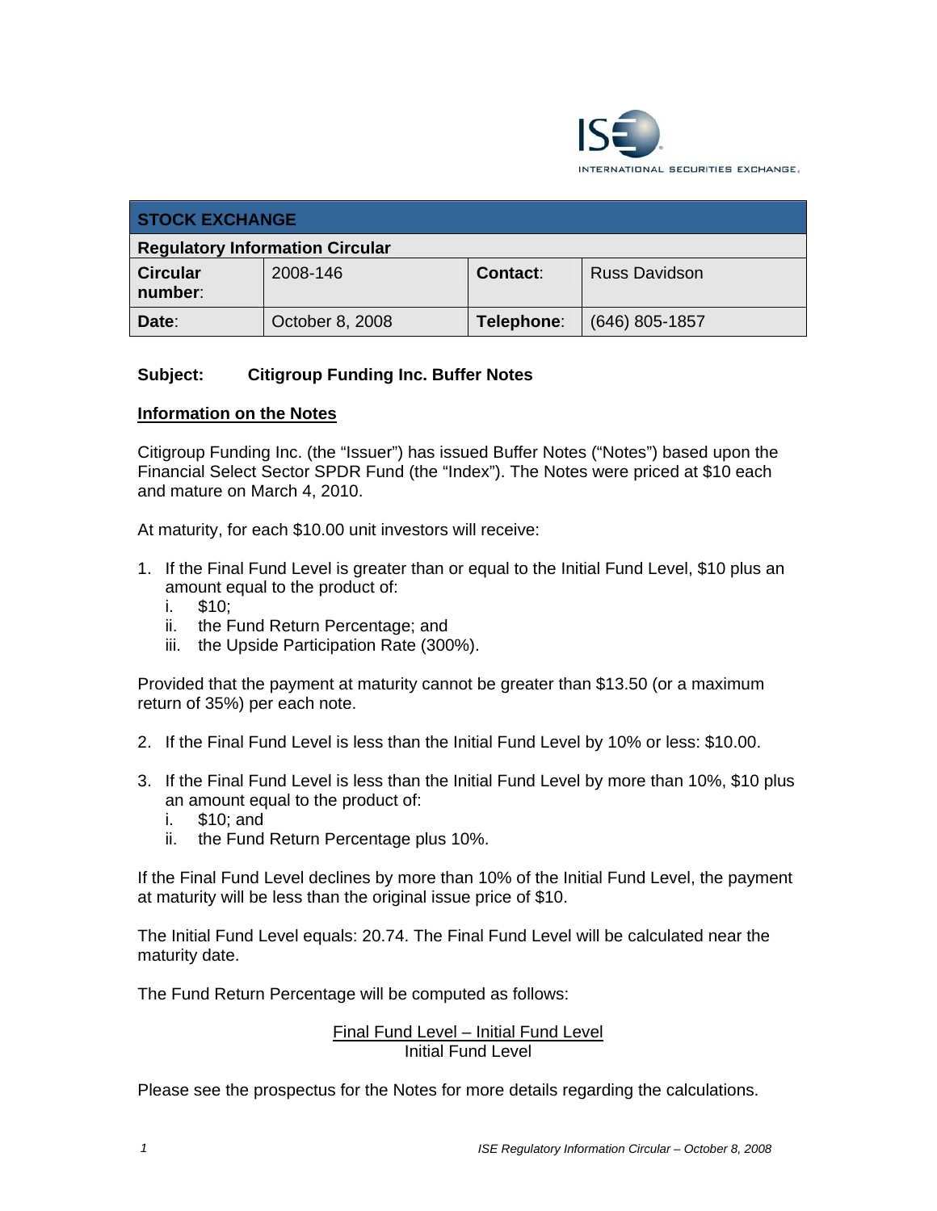ISE INTERNATIONAL SECURITIES EXCHANGE.

| STOCK EXCHANGE | | | |
|---|---|---|---|
| **Regulatory Information Circular** | | | |
| **Circular number**: | 2008-146 | **Contact**: | Russ Davidson |
| **Date**: | October 8, 2008 | **Telephone**: | (646) 805-1857 |

**Subject: Citigroup Funding Inc. Buffer Notes**

## Information on the Notes

Citigroup Funding Inc. (the "Issuer") has issued Buffer Notes ("Notes") based upon the Financial Select Sector SPDR Fund (the "Index"). The Notes were priced at $10 each and mature on March 4, 2010.

At maturity, for each $10.00 unit investors will receive:

1. If the Final Fund Level is greater than or equal to the Initial Fund Level, $10 plus an amount equal to the product of:
   - i. $10;
   - ii. the Fund Return Percentage; and
   - iii. the Upside Participation Rate (300%).

Provided that the payment at maturity cannot be greater than $13.50 (or a maximum return of 35%) per each note.

2. If the Final Fund Level is less than the Initial Fund Level by 10% or less: $10.00.

3. If the Final Fund Level is less than the Initial Fund Level by more than 10%, $10 plus an amount equal to the product of:
   - i. $10; and
   - ii. the Fund Return Percentage plus 10%.

If the Final Fund Level declines by more than 10% of the Initial Fund Level, the payment at maturity will be less than the original issue price of $10.

The Initial Fund Level equals: 20.74. The Final Fund Level will be calculated near the maturity date.

The Fund Return Percentage will be computed as follows:

$$\frac{\text{Final Fund Level} - \text{Initial Fund Level}}{\text{Initial Fund Level}}$$

Please see the prospectus for the Notes for more details regarding the calculations.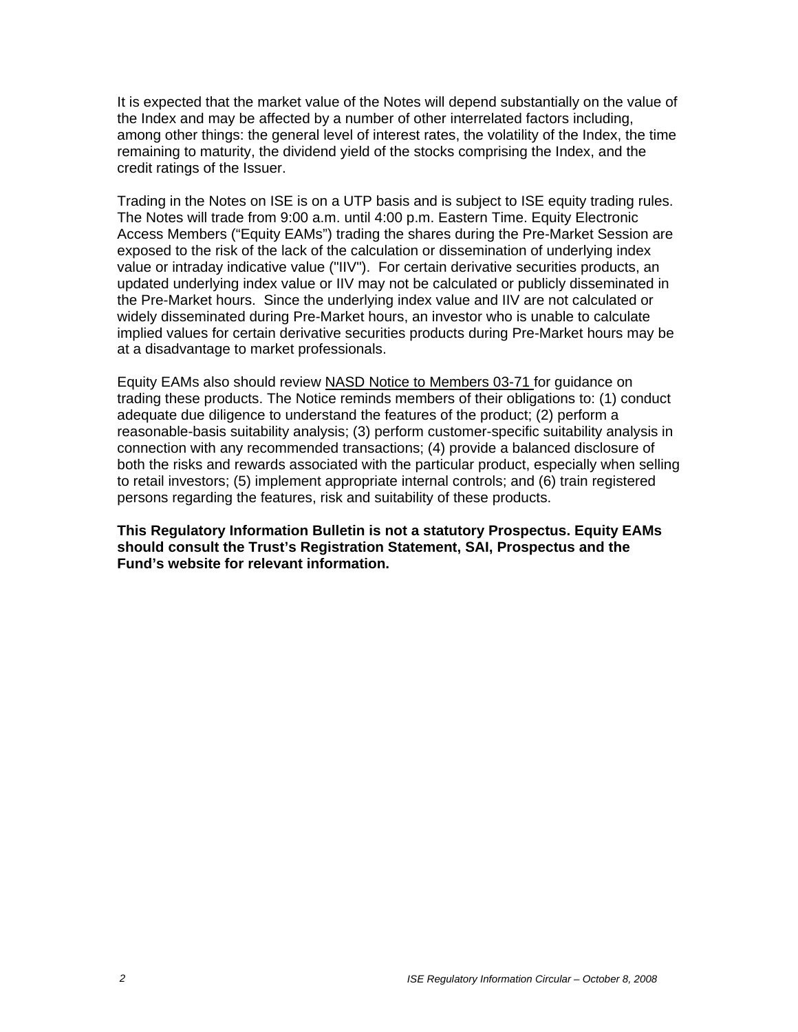It is expected that the market value of the Notes will depend substantially on the value of the Index and may be affected by a number of other interrelated factors including, among other things: the general level of interest rates, the volatility of the Index, the time remaining to maturity, the dividend yield of the stocks comprising the Index, and the credit ratings of the Issuer.

Trading in the Notes on ISE is on a UTP basis and is subject to ISE equity trading rules. The Notes will trade from 9:00 a.m. until 4:00 p.m. Eastern Time. Equity Electronic Access Members ("Equity EAMs") trading the shares during the Pre-Market Session are exposed to the risk of the lack of the calculation or dissemination of underlying index value or intraday indicative value ("IIV"). For certain derivative securities products, an updated underlying index value or IIV may not be calculated or publicly disseminated in the Pre-Market hours. Since the underlying index value and IIV are not calculated or widely disseminated during Pre-Market hours, an investor who is unable to calculate implied values for certain derivative securities products during Pre-Market hours may be at a disadvantage to market professionals.

Equity EAMs also should review NASD Notice to Members 03-71 for guidance on trading these products. The Notice reminds members of their obligations to: (1) conduct adequate due diligence to understand the features of the product; (2) perform a reasonable-basis suitability analysis; (3) perform customer-specific suitability analysis in connection with any recommended transactions; (4) provide a balanced disclosure of both the risks and rewards associated with the particular product, especially when selling to retail investors; (5) implement appropriate internal controls; and (6) train registered persons regarding the features, risk and suitability of these products.

**This Regulatory Information Bulletin is not a statutory Prospectus. Equity EAMs should consult the Trust's Registration Statement, SAI, Prospectus and the Fund's website for relevant information.**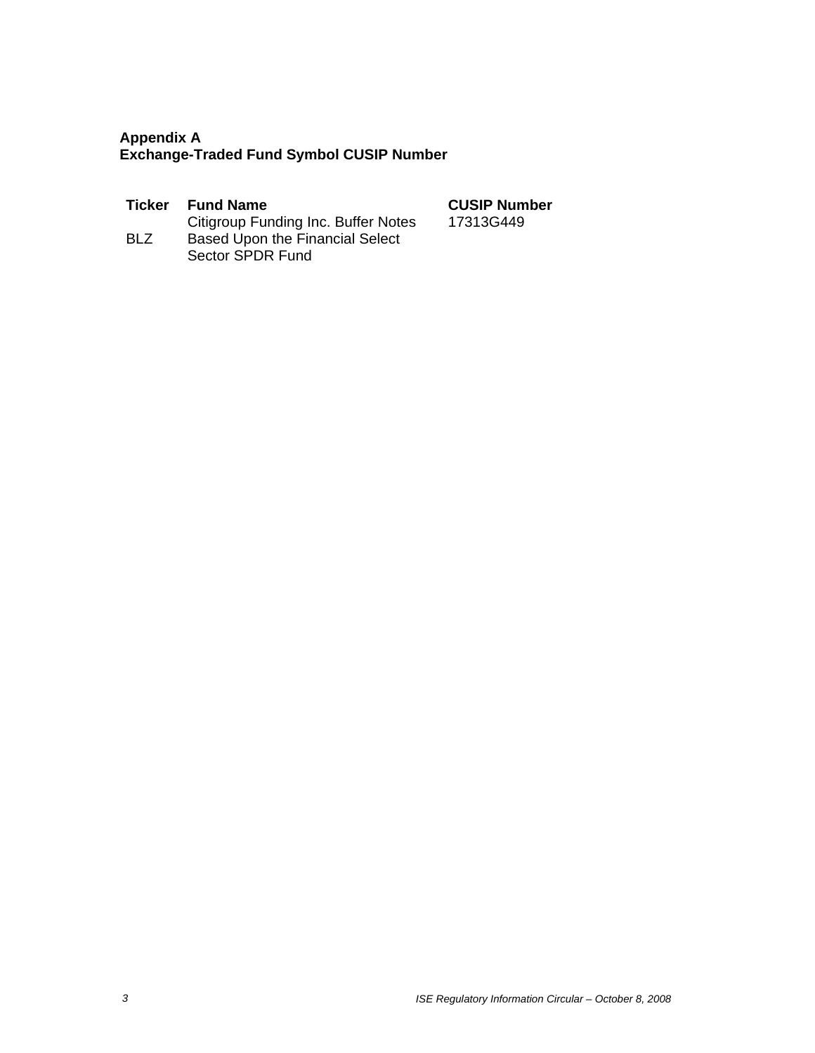**Appendix A**
**Exchange-Traded Fund Symbol CUSIP Number**

| Ticker | Fund Name | CUSIP Number |
|---|---|---|
| BLZ | Citigroup Funding Inc. Buffer Notes Based Upon the Financial Select Sector SPDR Fund | 17313G449 |